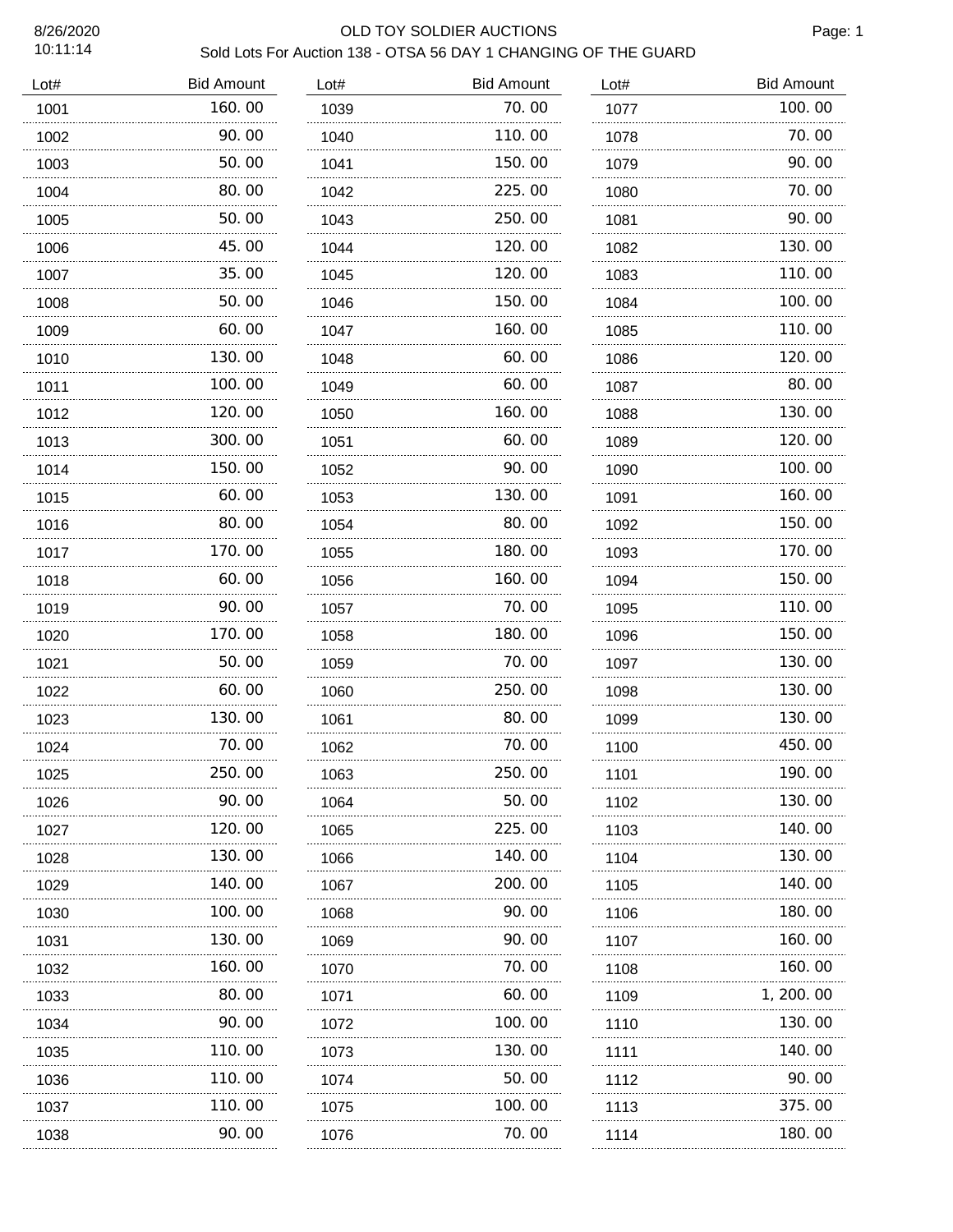# OLD TOY SOLDIER AUCTIONS

## Sold Lots For Auction 138 - OTSA 56 DAY 1 CHANGING OF THE GUARD

8/26/2020
10:11:14

| Lot# | Bid Amount |
|---|---|
| 1001 | 160.00 |
| 1002 | 90.00 |
| 1003 | 50.00 |
| 1004 | 80.00 |
| 1005 | 50.00 |
| 1006 | 45.00 |
| 1007 | 35.00 |
| 1008 | 50.00 |
| 1009 | 60.00 |
| 1010 | 130.00 |
| 1011 | 100.00 |
| 1012 | 120.00 |
| 1013 | 300.00 |
| 1014 | 150.00 |
| 1015 | 60.00 |
| 1016 | 80.00 |
| 1017 | 170.00 |
| 1018 | 60.00 |
| 1019 | 90.00 |
| 1020 | 170.00 |
| 1021 | 50.00 |
| 1022 | 60.00 |
| 1023 | 130.00 |
| 1024 | 70.00 |
| 1025 | 250.00 |
| 1026 | 90.00 |
| 1027 | 120.00 |
| 1028 | 130.00 |
| 1029 | 140.00 |
| 1030 | 100.00 |
| 1031 | 130.00 |
| 1032 | 160.00 |
| 1033 | 80.00 |
| 1034 | 90.00 |
| 1035 | 110.00 |
| 1036 | 110.00 |
| 1037 | 110.00 |
| 1038 | 90.00 |
| 1039 | 70.00 |
| 1040 | 110.00 |
| 1041 | 150.00 |
| 1042 | 225.00 |
| 1043 | 250.00 |
| 1044 | 120.00 |
| 1045 | 120.00 |
| 1046 | 150.00 |
| 1047 | 160.00 |
| 1048 | 60.00 |
| 1049 | 60.00 |
| 1050 | 160.00 |
| 1051 | 60.00 |
| 1052 | 90.00 |
| 1053 | 130.00 |
| 1054 | 80.00 |
| 1055 | 180.00 |
| 1056 | 160.00 |
| 1057 | 70.00 |
| 1058 | 180.00 |
| 1059 | 70.00 |
| 1060 | 250.00 |
| 1061 | 80.00 |
| 1062 | 70.00 |
| 1063 | 250.00 |
| 1064 | 50.00 |
| 1065 | 225.00 |
| 1066 | 140.00 |
| 1067 | 200.00 |
| 1068 | 90.00 |
| 1069 | 90.00 |
| 1070 | 70.00 |
| 1071 | 60.00 |
| 1072 | 100.00 |
| 1073 | 130.00 |
| 1074 | 50.00 |
| 1075 | 100.00 |
| 1076 | 70.00 |
| 1077 | 100.00 |
| 1078 | 70.00 |
| 1079 | 90.00 |
| 1080 | 70.00 |
| 1081 | 90.00 |
| 1082 | 130.00 |
| 1083 | 110.00 |
| 1084 | 100.00 |
| 1085 | 110.00 |
| 1086 | 120.00 |
| 1087 | 80.00 |
| 1088 | 130.00 |
| 1089 | 120.00 |
| 1090 | 100.00 |
| 1091 | 160.00 |
| 1092 | 150.00 |
| 1093 | 170.00 |
| 1094 | 150.00 |
| 1095 | 110.00 |
| 1096 | 150.00 |
| 1097 | 130.00 |
| 1098 | 130.00 |
| 1099 | 130.00 |
| 1100 | 450.00 |
| 1101 | 190.00 |
| 1102 | 130.00 |
| 1103 | 140.00 |
| 1104 | 130.00 |
| 1105 | 140.00 |
| 1106 | 180.00 |
| 1107 | 160.00 |
| 1108 | 160.00 |
| 1109 | 1,200.00 |
| 1110 | 130.00 |
| 1111 | 140.00 |
| 1112 | 90.00 |
| 1113 | 375.00 |
| 1114 | 180.00 |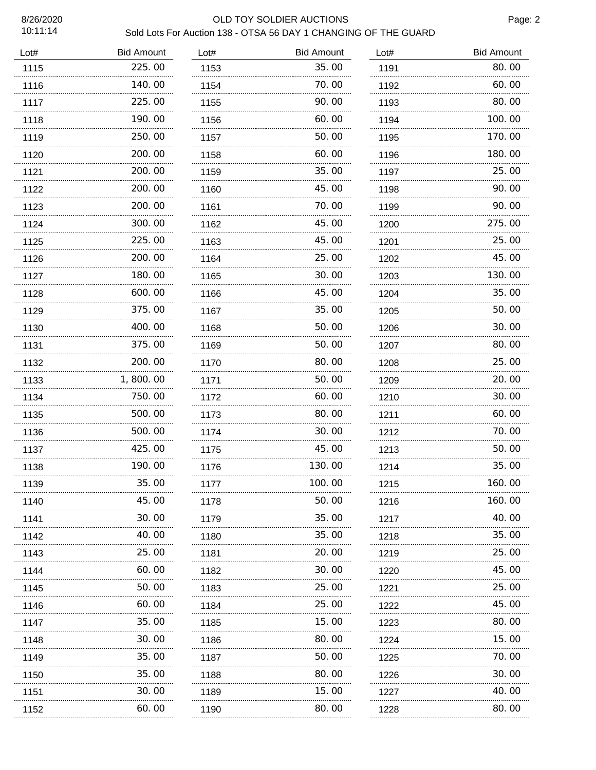# OLD TOY SOLDIER AUCTIONS

Sold Lots For Auction 138 - OTSA 56 DAY 1 CHANGING OF THE GUARD

| Lot# | Bid Amount | Lot# | Bid Amount | Lot# | Bid Amount |
|---|---|---|---|---|---|
| 1115 | 225.00 | 1153 | 35.00 | 1191 | 80.00 |
| 1116 | 140.00 | 1154 | 70.00 | 1192 | 60.00 |
| 1117 | 225.00 | 1155 | 90.00 | 1193 | 80.00 |
| 1118 | 190.00 | 1156 | 60.00 | 1194 | 100.00 |
| 1119 | 250.00 | 1157 | 50.00 | 1195 | 170.00 |
| 1120 | 200.00 | 1158 | 60.00 | 1196 | 180.00 |
| 1121 | 200.00 | 1159 | 35.00 | 1197 | 25.00 |
| 1122 | 200.00 | 1160 | 45.00 | 1198 | 90.00 |
| 1123 | 200.00 | 1161 | 70.00 | 1199 | 90.00 |
| 1124 | 300.00 | 1162 | 45.00 | 1200 | 275.00 |
| 1125 | 225.00 | 1163 | 45.00 | 1201 | 25.00 |
| 1126 | 200.00 | 1164 | 25.00 | 1202 | 45.00 |
| 1127 | 180.00 | 1165 | 30.00 | 1203 | 130.00 |
| 1128 | 600.00 | 1166 | 45.00 | 1204 | 35.00 |
| 1129 | 375.00 | 1167 | 35.00 | 1205 | 50.00 |
| 1130 | 400.00 | 1168 | 50.00 | 1206 | 30.00 |
| 1131 | 375.00 | 1169 | 50.00 | 1207 | 80.00 |
| 1132 | 200.00 | 1170 | 80.00 | 1208 | 25.00 |
| 1133 | 1,800.00 | 1171 | 50.00 | 1209 | 20.00 |
| 1134 | 750.00 | 1172 | 60.00 | 1210 | 30.00 |
| 1135 | 500.00 | 1173 | 80.00 | 1211 | 60.00 |
| 1136 | 500.00 | 1174 | 30.00 | 1212 | 70.00 |
| 1137 | 425.00 | 1175 | 45.00 | 1213 | 50.00 |
| 1138 | 190.00 | 1176 | 130.00 | 1214 | 35.00 |
| 1139 | 35.00 | 1177 | 100.00 | 1215 | 160.00 |
| 1140 | 45.00 | 1178 | 50.00 | 1216 | 160.00 |
| 1141 | 30.00 | 1179 | 35.00 | 1217 | 40.00 |
| 1142 | 40.00 | 1180 | 35.00 | 1218 | 35.00 |
| 1143 | 25.00 | 1181 | 20.00 | 1219 | 25.00 |
| 1144 | 60.00 | 1182 | 30.00 | 1220 | 45.00 |
| 1145 | 50.00 | 1183 | 25.00 | 1221 | 25.00 |
| 1146 | 60.00 | 1184 | 25.00 | 1222 | 45.00 |
| 1147 | 35.00 | 1185 | 15.00 | 1223 | 80.00 |
| 1148 | 30.00 | 1186 | 80.00 | 1224 | 15.00 |
| 1149 | 35.00 | 1187 | 50.00 | 1225 | 70.00 |
| 1150 | 35.00 | 1188 | 80.00 | 1226 | 30.00 |
| 1151 | 30.00 | 1189 | 15.00 | 1227 | 40.00 |
| 1152 | 60.00 | 1190 | 80.00 | 1228 | 80.00 |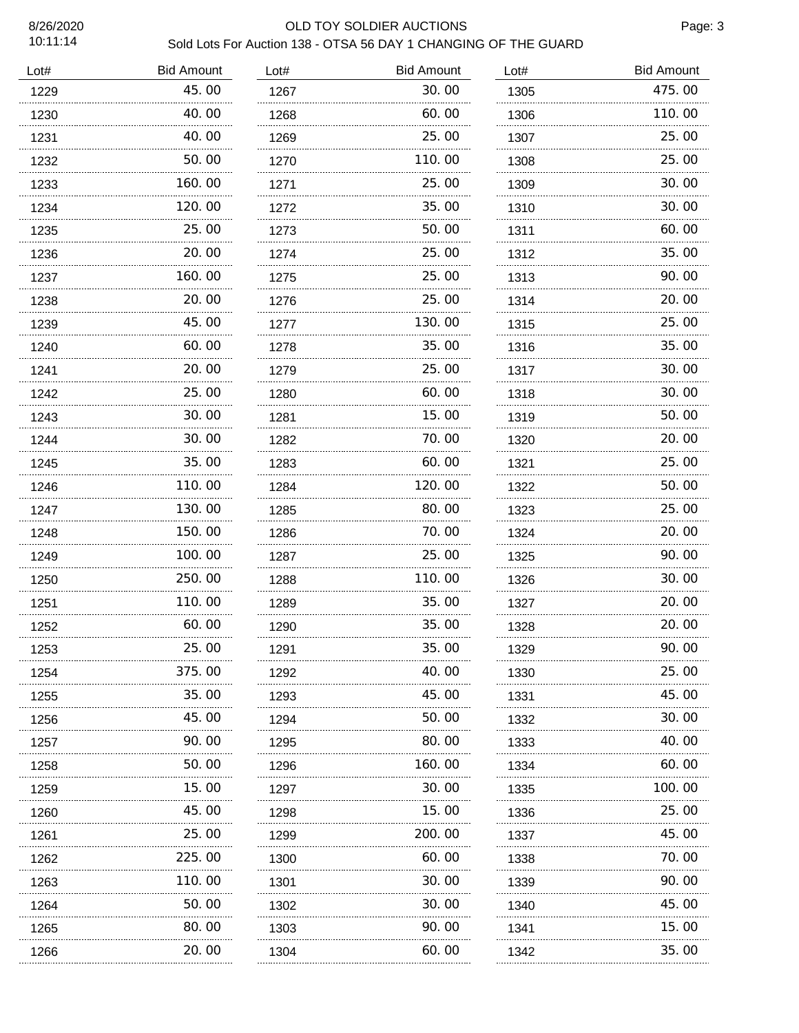# OLD TOY SOLDIER AUCTIONS

## Sold Lots For Auction 138 - OTSA 56 DAY 1 CHANGING OF THE GUARD

| Lot# | Bid Amount | Lot# | Bid Amount | Lot# | Bid Amount |
|---|---|---|---|---|---|
| 1229 | 45.00 | 1267 | 30.00 | 1305 | 475.00 |
| 1230 | 40.00 | 1268 | 60.00 | 1306 | 110.00 |
| 1231 | 40.00 | 1269 | 25.00 | 1307 | 25.00 |
| 1232 | 50.00 | 1270 | 110.00 | 1308 | 25.00 |
| 1233 | 160.00 | 1271 | 25.00 | 1309 | 30.00 |
| 1234 | 120.00 | 1272 | 35.00 | 1310 | 30.00 |
| 1235 | 25.00 | 1273 | 50.00 | 1311 | 60.00 |
| 1236 | 20.00 | 1274 | 25.00 | 1312 | 35.00 |
| 1237 | 160.00 | 1275 | 25.00 | 1313 | 90.00 |
| 1238 | 20.00 | 1276 | 25.00 | 1314 | 20.00 |
| 1239 | 45.00 | 1277 | 130.00 | 1315 | 25.00 |
| 1240 | 60.00 | 1278 | 35.00 | 1316 | 35.00 |
| 1241 | 20.00 | 1279 | 25.00 | 1317 | 30.00 |
| 1242 | 25.00 | 1280 | 60.00 | 1318 | 30.00 |
| 1243 | 30.00 | 1281 | 15.00 | 1319 | 50.00 |
| 1244 | 30.00 | 1282 | 70.00 | 1320 | 20.00 |
| 1245 | 35.00 | 1283 | 60.00 | 1321 | 25.00 |
| 1246 | 110.00 | 1284 | 120.00 | 1322 | 50.00 |
| 1247 | 130.00 | 1285 | 80.00 | 1323 | 25.00 |
| 1248 | 150.00 | 1286 | 70.00 | 1324 | 20.00 |
| 1249 | 100.00 | 1287 | 25.00 | 1325 | 90.00 |
| 1250 | 250.00 | 1288 | 110.00 | 1326 | 30.00 |
| 1251 | 110.00 | 1289 | 35.00 | 1327 | 20.00 |
| 1252 | 60.00 | 1290 | 35.00 | 1328 | 20.00 |
| 1253 | 25.00 | 1291 | 35.00 | 1329 | 90.00 |
| 1254 | 375.00 | 1292 | 40.00 | 1330 | 25.00 |
| 1255 | 35.00 | 1293 | 45.00 | 1331 | 45.00 |
| 1256 | 45.00 | 1294 | 50.00 | 1332 | 30.00 |
| 1257 | 90.00 | 1295 | 80.00 | 1333 | 40.00 |
| 1258 | 50.00 | 1296 | 160.00 | 1334 | 60.00 |
| 1259 | 15.00 | 1297 | 30.00 | 1335 | 100.00 |
| 1260 | 45.00 | 1298 | 15.00 | 1336 | 25.00 |
| 1261 | 25.00 | 1299 | 200.00 | 1337 | 45.00 |
| 1262 | 225.00 | 1300 | 60.00 | 1338 | 70.00 |
| 1263 | 110.00 | 1301 | 30.00 | 1339 | 90.00 |
| 1264 | 50.00 | 1302 | 30.00 | 1340 | 45.00 |
| 1265 | 80.00 | 1303 | 90.00 | 1341 | 15.00 |
| 1266 | 20.00 | 1304 | 60.00 | 1342 | 35.00 |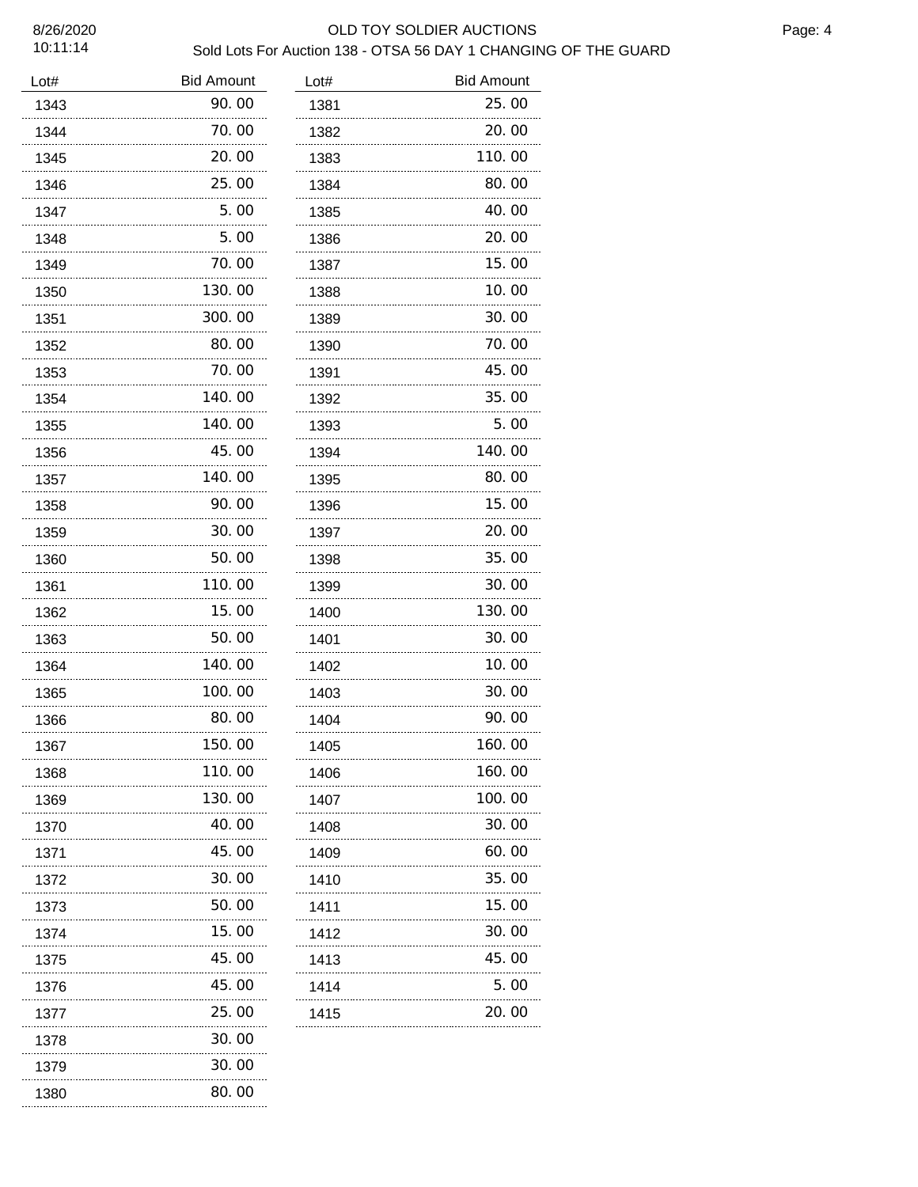# OLD TOY SOLDIER AUCTIONS

## Sold Lots For Auction 138 - OTSA 56 DAY 1 CHANGING OF THE GUARD

8/26/2020
10:11:14

| Lot# | Bid Amount |
|---|---|
| 1343 | 90.00 |
| 1344 | 70.00 |
| 1345 | 20.00 |
| 1346 | 25.00 |
| 1347 | 5.00 |
| 1348 | 5.00 |
| 1349 | 70.00 |
| 1350 | 130.00 |
| 1351 | 300.00 |
| 1352 | 80.00 |
| 1353 | 70.00 |
| 1354 | 140.00 |
| 1355 | 140.00 |
| 1356 | 45.00 |
| 1357 | 140.00 |
| 1358 | 90.00 |
| 1359 | 30.00 |
| 1360 | 50.00 |
| 1361 | 110.00 |
| 1362 | 15.00 |
| 1363 | 50.00 |
| 1364 | 140.00 |
| 1365 | 100.00 |
| 1366 | 80.00 |
| 1367 | 150.00 |
| 1368 | 110.00 |
| 1369 | 130.00 |
| 1370 | 40.00 |
| 1371 | 45.00 |
| 1372 | 30.00 |
| 1373 | 50.00 |
| 1374 | 15.00 |
| 1375 | 45.00 |
| 1376 | 45.00 |
| 1377 | 25.00 |
| 1378 | 30.00 |
| 1379 | 30.00 |
| 1380 | 80.00 |
| 1381 | 25.00 |
| 1382 | 20.00 |
| 1383 | 110.00 |
| 1384 | 80.00 |
| 1385 | 40.00 |
| 1386 | 20.00 |
| 1387 | 15.00 |
| 1388 | 10.00 |
| 1389 | 30.00 |
| 1390 | 70.00 |
| 1391 | 45.00 |
| 1392 | 35.00 |
| 1393 | 5.00 |
| 1394 | 140.00 |
| 1395 | 80.00 |
| 1396 | 15.00 |
| 1397 | 20.00 |
| 1398 | 35.00 |
| 1399 | 30.00 |
| 1400 | 130.00 |
| 1401 | 30.00 |
| 1402 | 10.00 |
| 1403 | 30.00 |
| 1404 | 90.00 |
| 1405 | 160.00 |
| 1406 | 160.00 |
| 1407 | 100.00 |
| 1408 | 30.00 |
| 1409 | 60.00 |
| 1410 | 35.00 |
| 1411 | 15.00 |
| 1412 | 30.00 |
| 1413 | 45.00 |
| 1414 | 5.00 |
| 1415 | 20.00 |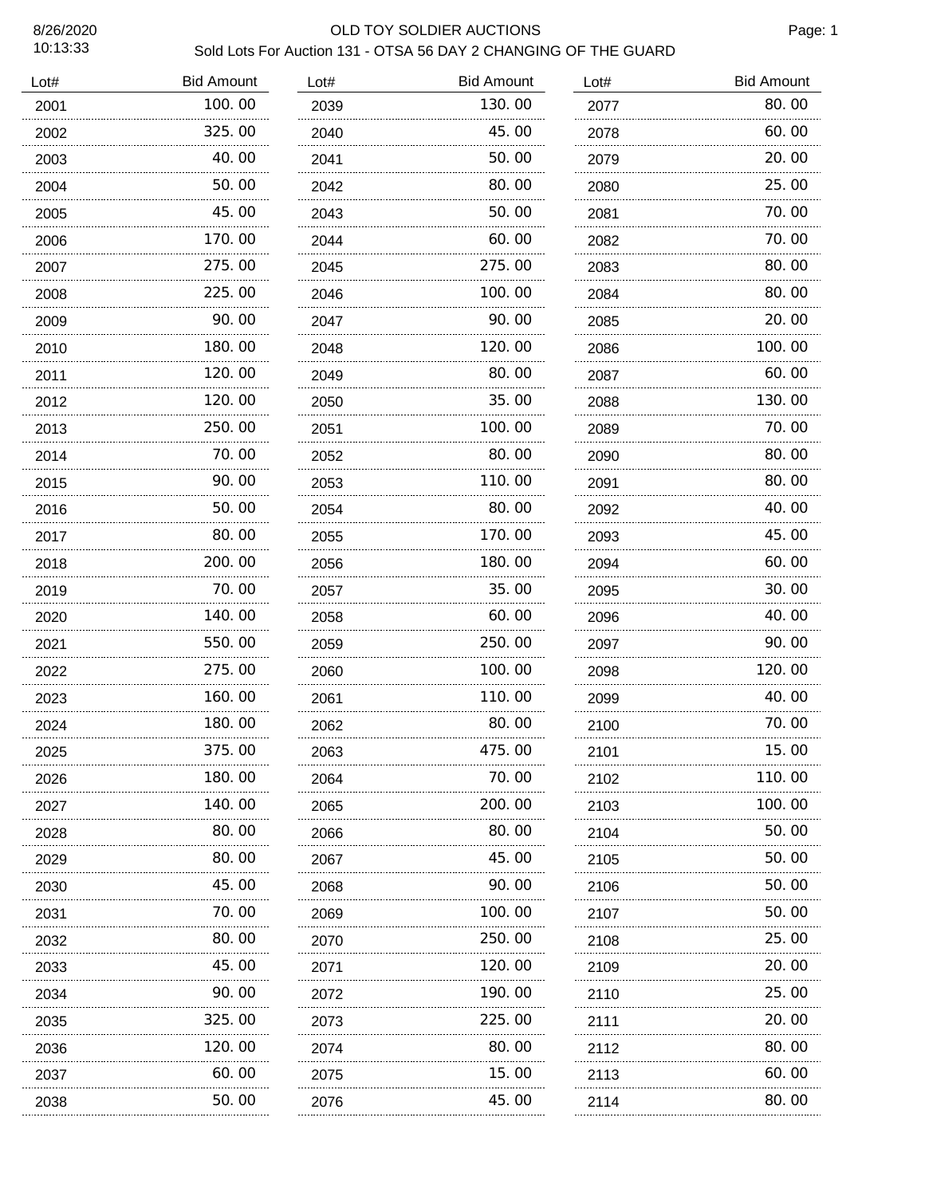8/26/2020
10:13:33

# OLD TOY SOLDIER AUCTIONS

## Sold Lots For Auction 131 - OTSA 56 DAY 2 CHANGING OF THE GUARD

| Lot# | Bid Amount |
|---|---|
| 2001 | 100.00 |
| 2002 | 325.00 |
| 2003 | 40.00 |
| 2004 | 50.00 |
| 2005 | 45.00 |
| 2006 | 170.00 |
| 2007 | 275.00 |
| 2008 | 225.00 |
| 2009 | 90.00 |
| 2010 | 180.00 |
| 2011 | 120.00 |
| 2012 | 120.00 |
| 2013 | 250.00 |
| 2014 | 70.00 |
| 2015 | 90.00 |
| 2016 | 50.00 |
| 2017 | 80.00 |
| 2018 | 200.00 |
| 2019 | 70.00 |
| 2020 | 140.00 |
| 2021 | 550.00 |
| 2022 | 275.00 |
| 2023 | 160.00 |
| 2024 | 180.00 |
| 2025 | 375.00 |
| 2026 | 180.00 |
| 2027 | 140.00 |
| 2028 | 80.00 |
| 2029 | 80.00 |
| 2030 | 45.00 |
| 2031 | 70.00 |
| 2032 | 80.00 |
| 2033 | 45.00 |
| 2034 | 90.00 |
| 2035 | 325.00 |
| 2036 | 120.00 |
| 2037 | 60.00 |
| 2038 | 50.00 |
| 2039 | 130.00 |
| 2040 | 45.00 |
| 2041 | 50.00 |
| 2042 | 80.00 |
| 2043 | 50.00 |
| 2044 | 60.00 |
| 2045 | 275.00 |
| 2046 | 100.00 |
| 2047 | 90.00 |
| 2048 | 120.00 |
| 2049 | 80.00 |
| 2050 | 35.00 |
| 2051 | 100.00 |
| 2052 | 80.00 |
| 2053 | 110.00 |
| 2054 | 80.00 |
| 2055 | 170.00 |
| 2056 | 180.00 |
| 2057 | 35.00 |
| 2058 | 60.00 |
| 2059 | 250.00 |
| 2060 | 100.00 |
| 2061 | 110.00 |
| 2062 | 80.00 |
| 2063 | 475.00 |
| 2064 | 70.00 |
| 2065 | 200.00 |
| 2066 | 80.00 |
| 2067 | 45.00 |
| 2068 | 90.00 |
| 2069 | 100.00 |
| 2070 | 250.00 |
| 2071 | 120.00 |
| 2072 | 190.00 |
| 2073 | 225.00 |
| 2074 | 80.00 |
| 2075 | 15.00 |
| 2076 | 45.00 |
| 2077 | 80.00 |
| 2078 | 60.00 |
| 2079 | 20.00 |
| 2080 | 25.00 |
| 2081 | 70.00 |
| 2082 | 70.00 |
| 2083 | 80.00 |
| 2084 | 80.00 |
| 2085 | 20.00 |
| 2086 | 100.00 |
| 2087 | 60.00 |
| 2088 | 130.00 |
| 2089 | 70.00 |
| 2090 | 80.00 |
| 2091 | 80.00 |
| 2092 | 40.00 |
| 2093 | 45.00 |
| 2094 | 60.00 |
| 2095 | 30.00 |
| 2096 | 40.00 |
| 2097 | 90.00 |
| 2098 | 120.00 |
| 2099 | 40.00 |
| 2100 | 70.00 |
| 2101 | 15.00 |
| 2102 | 110.00 |
| 2103 | 100.00 |
| 2104 | 50.00 |
| 2105 | 50.00 |
| 2106 | 50.00 |
| 2107 | 50.00 |
| 2108 | 25.00 |
| 2109 | 20.00 |
| 2110 | 25.00 |
| 2111 | 20.00 |
| 2112 | 80.00 |
| 2113 | 60.00 |
| 2114 | 80.00 |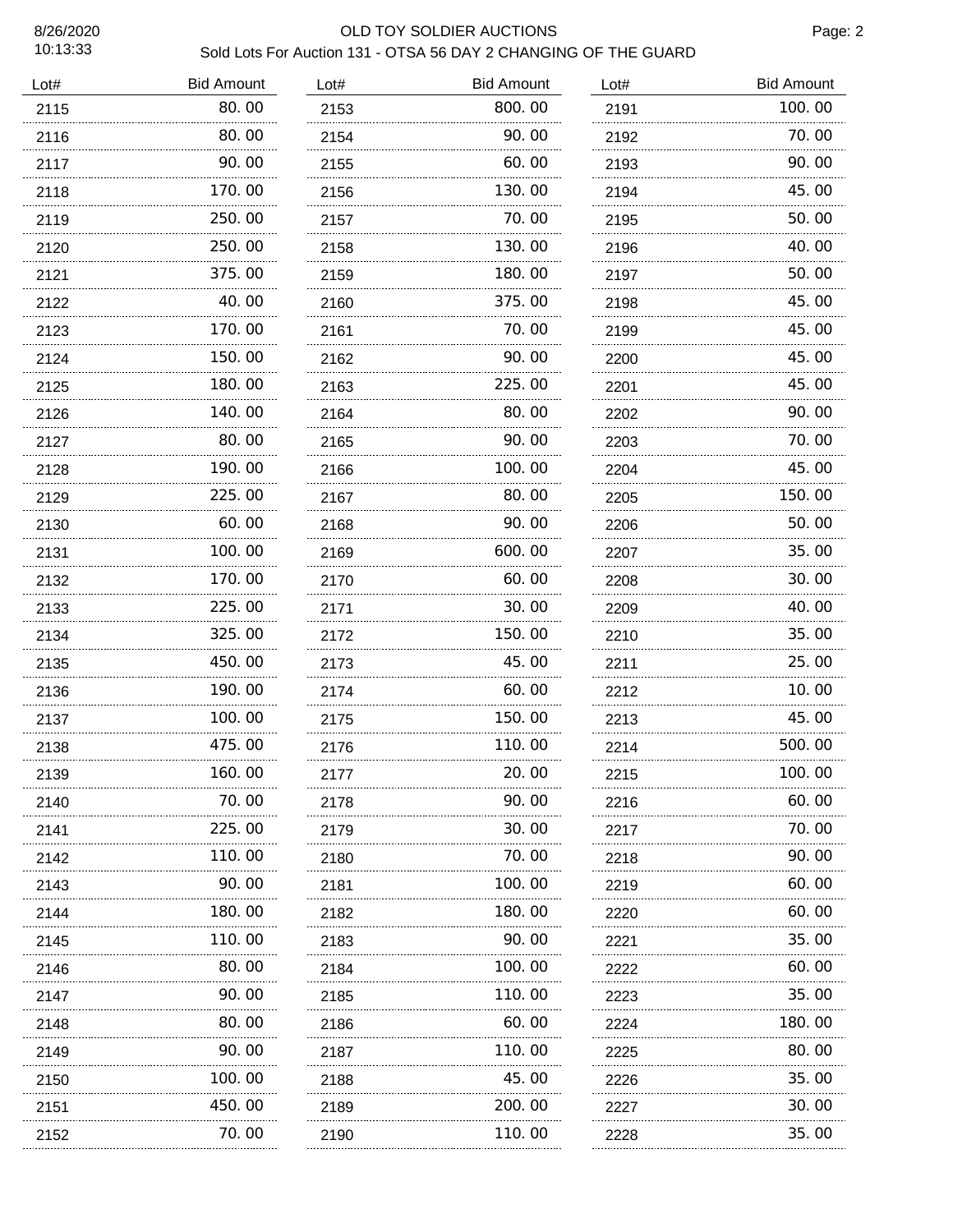# OLD TOY SOLDIER AUCTIONS

## Sold Lots For Auction 131 - OTSA 56 DAY 2 CHANGING OF THE GUARD

8/26/2020
10:13:33

| Lot# | Bid Amount |
|---|---|
| 2115 | 80.00 |
| 2116 | 80.00 |
| 2117 | 90.00 |
| 2118 | 170.00 |
| 2119 | 250.00 |
| 2120 | 250.00 |
| 2121 | 375.00 |
| 2122 | 40.00 |
| 2123 | 170.00 |
| 2124 | 150.00 |
| 2125 | 180.00 |
| 2126 | 140.00 |
| 2127 | 80.00 |
| 2128 | 190.00 |
| 2129 | 225.00 |
| 2130 | 60.00 |
| 2131 | 100.00 |
| 2132 | 170.00 |
| 2133 | 225.00 |
| 2134 | 325.00 |
| 2135 | 450.00 |
| 2136 | 190.00 |
| 2137 | 100.00 |
| 2138 | 475.00 |
| 2139 | 160.00 |
| 2140 | 70.00 |
| 2141 | 225.00 |
| 2142 | 110.00 |
| 2143 | 90.00 |
| 2144 | 180.00 |
| 2145 | 110.00 |
| 2146 | 80.00 |
| 2147 | 90.00 |
| 2148 | 80.00 |
| 2149 | 90.00 |
| 2150 | 100.00 |
| 2151 | 450.00 |
| 2152 | 70.00 |
| 2153 | 800.00 |
| 2154 | 90.00 |
| 2155 | 60.00 |
| 2156 | 130.00 |
| 2157 | 70.00 |
| 2158 | 130.00 |
| 2159 | 180.00 |
| 2160 | 375.00 |
| 2161 | 70.00 |
| 2162 | 90.00 |
| 2163 | 225.00 |
| 2164 | 80.00 |
| 2165 | 90.00 |
| 2166 | 100.00 |
| 2167 | 80.00 |
| 2168 | 90.00 |
| 2169 | 600.00 |
| 2170 | 60.00 |
| 2171 | 30.00 |
| 2172 | 150.00 |
| 2173 | 45.00 |
| 2174 | 60.00 |
| 2175 | 150.00 |
| 2176 | 110.00 |
| 2177 | 20.00 |
| 2178 | 90.00 |
| 2179 | 30.00 |
| 2180 | 70.00 |
| 2181 | 100.00 |
| 2182 | 180.00 |
| 2183 | 90.00 |
| 2184 | 100.00 |
| 2185 | 110.00 |
| 2186 | 60.00 |
| 2187 | 110.00 |
| 2188 | 45.00 |
| 2189 | 200.00 |
| 2190 | 110.00 |
| 2191 | 100.00 |
| 2192 | 70.00 |
| 2193 | 90.00 |
| 2194 | 45.00 |
| 2195 | 50.00 |
| 2196 | 40.00 |
| 2197 | 50.00 |
| 2198 | 45.00 |
| 2199 | 45.00 |
| 2200 | 45.00 |
| 2201 | 45.00 |
| 2202 | 90.00 |
| 2203 | 70.00 |
| 2204 | 45.00 |
| 2205 | 150.00 |
| 2206 | 50.00 |
| 2207 | 35.00 |
| 2208 | 30.00 |
| 2209 | 40.00 |
| 2210 | 35.00 |
| 2211 | 25.00 |
| 2212 | 10.00 |
| 2213 | 45.00 |
| 2214 | 500.00 |
| 2215 | 100.00 |
| 2216 | 60.00 |
| 2217 | 70.00 |
| 2218 | 90.00 |
| 2219 | 60.00 |
| 2220 | 60.00 |
| 2221 | 35.00 |
| 2222 | 60.00 |
| 2223 | 35.00 |
| 2224 | 180.00 |
| 2225 | 80.00 |
| 2226 | 35.00 |
| 2227 | 30.00 |
| 2228 | 35.00 |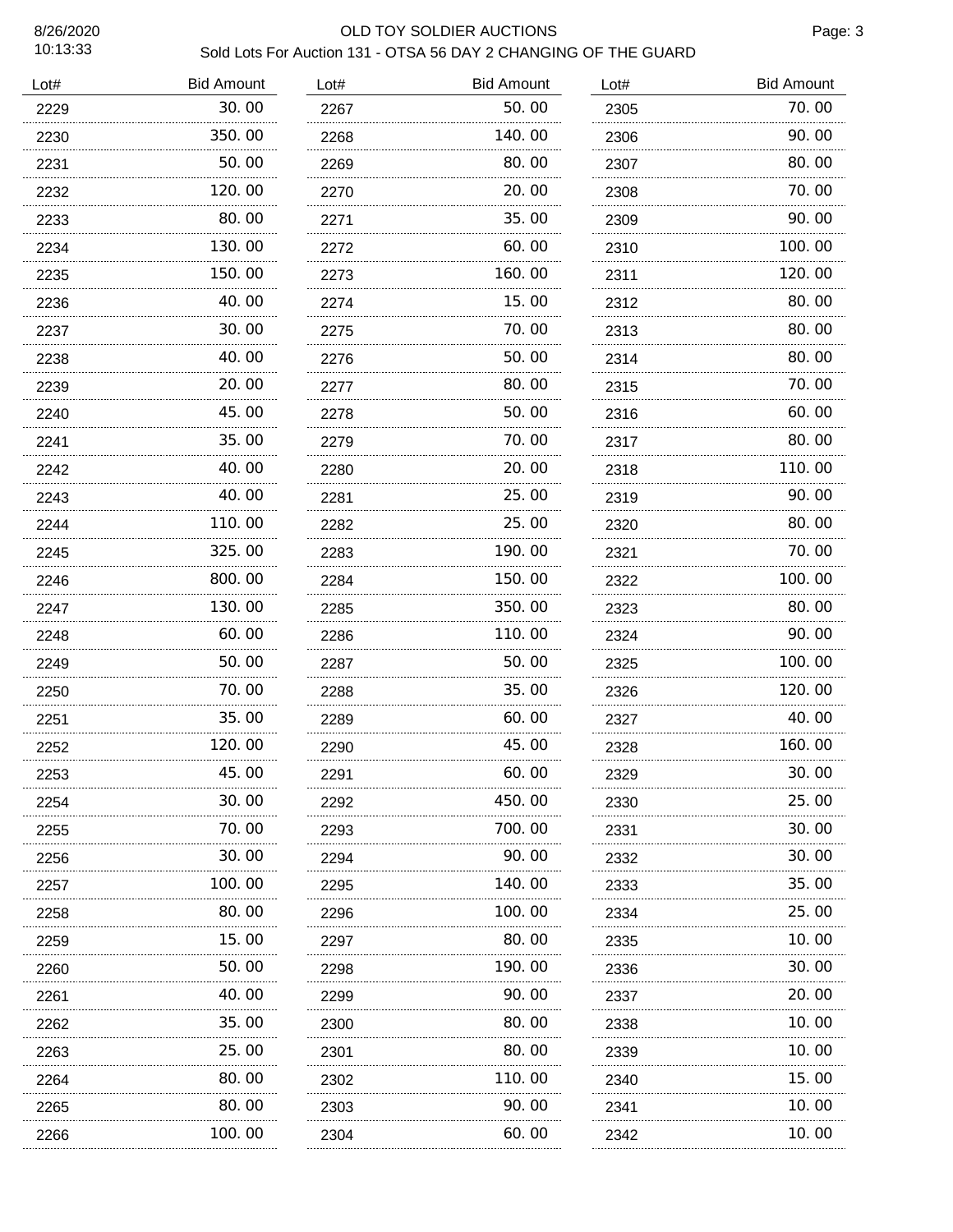# OLD TOY SOLDIER AUCTIONS

## Sold Lots For Auction 131 - OTSA 56 DAY 2 CHANGING OF THE GUARD

8/26/2020
10:13:33

| Lot# | Bid Amount | Lot# | Bid Amount | Lot# | Bid Amount |
|---|---|---|---|---|---|
| 2229 | 30.00 | 2267 | 50.00 | 2305 | 70.00 |
| 2230 | 350.00 | 2268 | 140.00 | 2306 | 90.00 |
| 2231 | 50.00 | 2269 | 80.00 | 2307 | 80.00 |
| 2232 | 120.00 | 2270 | 20.00 | 2308 | 70.00 |
| 2233 | 80.00 | 2271 | 35.00 | 2309 | 90.00 |
| 2234 | 130.00 | 2272 | 60.00 | 2310 | 100.00 |
| 2235 | 150.00 | 2273 | 160.00 | 2311 | 120.00 |
| 2236 | 40.00 | 2274 | 15.00 | 2312 | 80.00 |
| 2237 | 30.00 | 2275 | 70.00 | 2313 | 80.00 |
| 2238 | 40.00 | 2276 | 50.00 | 2314 | 80.00 |
| 2239 | 20.00 | 2277 | 80.00 | 2315 | 70.00 |
| 2240 | 45.00 | 2278 | 50.00 | 2316 | 60.00 |
| 2241 | 35.00 | 2279 | 70.00 | 2317 | 80.00 |
| 2242 | 40.00 | 2280 | 20.00 | 2318 | 110.00 |
| 2243 | 40.00 | 2281 | 25.00 | 2319 | 90.00 |
| 2244 | 110.00 | 2282 | 25.00 | 2320 | 80.00 |
| 2245 | 325.00 | 2283 | 190.00 | 2321 | 70.00 |
| 2246 | 800.00 | 2284 | 150.00 | 2322 | 100.00 |
| 2247 | 130.00 | 2285 | 350.00 | 2323 | 80.00 |
| 2248 | 60.00 | 2286 | 110.00 | 2324 | 90.00 |
| 2249 | 50.00 | 2287 | 50.00 | 2325 | 100.00 |
| 2250 | 70.00 | 2288 | 35.00 | 2326 | 120.00 |
| 2251 | 35.00 | 2289 | 60.00 | 2327 | 40.00 |
| 2252 | 120.00 | 2290 | 45.00 | 2328 | 160.00 |
| 2253 | 45.00 | 2291 | 60.00 | 2329 | 30.00 |
| 2254 | 30.00 | 2292 | 450.00 | 2330 | 25.00 |
| 2255 | 70.00 | 2293 | 700.00 | 2331 | 30.00 |
| 2256 | 30.00 | 2294 | 90.00 | 2332 | 30.00 |
| 2257 | 100.00 | 2295 | 140.00 | 2333 | 35.00 |
| 2258 | 80.00 | 2296 | 100.00 | 2334 | 25.00 |
| 2259 | 15.00 | 2297 | 80.00 | 2335 | 10.00 |
| 2260 | 50.00 | 2298 | 190.00 | 2336 | 30.00 |
| 2261 | 40.00 | 2299 | 90.00 | 2337 | 20.00 |
| 2262 | 35.00 | 2300 | 80.00 | 2338 | 10.00 |
| 2263 | 25.00 | 2301 | 80.00 | 2339 | 10.00 |
| 2264 | 80.00 | 2302 | 110.00 | 2340 | 15.00 |
| 2265 | 80.00 | 2303 | 90.00 | 2341 | 10.00 |
| 2266 | 100.00 | 2304 | 60.00 | 2342 | 10.00 |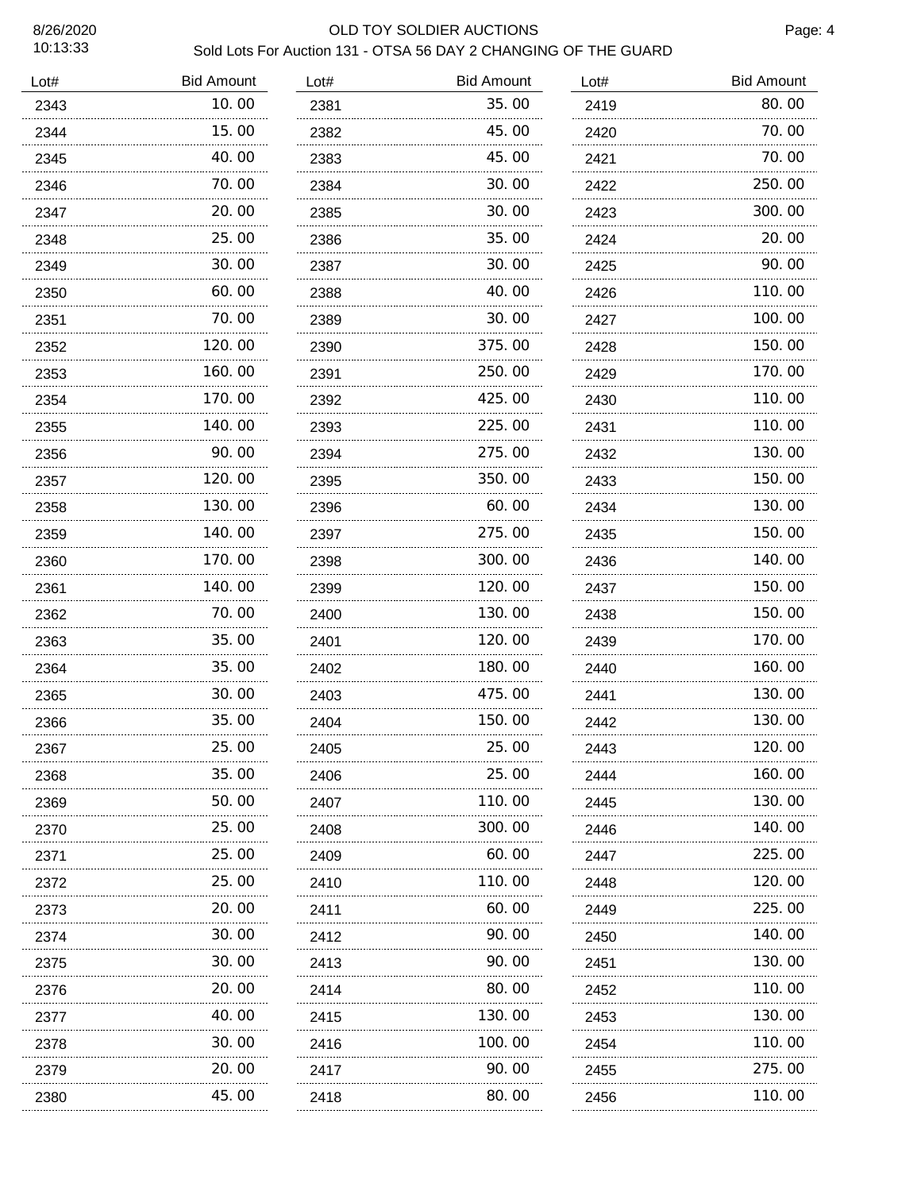# OLD TOY SOLDIER AUCTIONS

## Sold Lots For Auction 131 - OTSA 56 DAY 2 CHANGING OF THE GUARD

| Lot# | Bid Amount | Lot# | Bid Amount | Lot# | Bid Amount |
|---|---|---|---|---|---|
| 2343 | 10.00 | 2381 | 35.00 | 2419 | 80.00 |
| 2344 | 15.00 | 2382 | 45.00 | 2420 | 70.00 |
| 2345 | 40.00 | 2383 | 45.00 | 2421 | 70.00 |
| 2346 | 70.00 | 2384 | 30.00 | 2422 | 250.00 |
| 2347 | 20.00 | 2385 | 30.00 | 2423 | 300.00 |
| 2348 | 25.00 | 2386 | 35.00 | 2424 | 20.00 |
| 2349 | 30.00 | 2387 | 30.00 | 2425 | 90.00 |
| 2350 | 60.00 | 2388 | 40.00 | 2426 | 110.00 |
| 2351 | 70.00 | 2389 | 30.00 | 2427 | 100.00 |
| 2352 | 120.00 | 2390 | 375.00 | 2428 | 150.00 |
| 2353 | 160.00 | 2391 | 250.00 | 2429 | 170.00 |
| 2354 | 170.00 | 2392 | 425.00 | 2430 | 110.00 |
| 2355 | 140.00 | 2393 | 225.00 | 2431 | 110.00 |
| 2356 | 90.00 | 2394 | 275.00 | 2432 | 130.00 |
| 2357 | 120.00 | 2395 | 350.00 | 2433 | 150.00 |
| 2358 | 130.00 | 2396 | 60.00 | 2434 | 130.00 |
| 2359 | 140.00 | 2397 | 275.00 | 2435 | 150.00 |
| 2360 | 170.00 | 2398 | 300.00 | 2436 | 140.00 |
| 2361 | 140.00 | 2399 | 120.00 | 2437 | 150.00 |
| 2362 | 70.00 | 2400 | 130.00 | 2438 | 150.00 |
| 2363 | 35.00 | 2401 | 120.00 | 2439 | 170.00 |
| 2364 | 35.00 | 2402 | 180.00 | 2440 | 160.00 |
| 2365 | 30.00 | 2403 | 475.00 | 2441 | 130.00 |
| 2366 | 35.00 | 2404 | 150.00 | 2442 | 130.00 |
| 2367 | 25.00 | 2405 | 25.00 | 2443 | 120.00 |
| 2368 | 35.00 | 2406 | 25.00 | 2444 | 160.00 |
| 2369 | 50.00 | 2407 | 110.00 | 2445 | 130.00 |
| 2370 | 25.00 | 2408 | 300.00 | 2446 | 140.00 |
| 2371 | 25.00 | 2409 | 60.00 | 2447 | 225.00 |
| 2372 | 25.00 | 2410 | 110.00 | 2448 | 120.00 |
| 2373 | 20.00 | 2411 | 60.00 | 2449 | 225.00 |
| 2374 | 30.00 | 2412 | 90.00 | 2450 | 140.00 |
| 2375 | 30.00 | 2413 | 90.00 | 2451 | 130.00 |
| 2376 | 20.00 | 2414 | 80.00 | 2452 | 110.00 |
| 2377 | 40.00 | 2415 | 130.00 | 2453 | 130.00 |
| 2378 | 30.00 | 2416 | 100.00 | 2454 | 110.00 |
| 2379 | 20.00 | 2417 | 90.00 | 2455 | 275.00 |
| 2380 | 45.00 | 2418 | 80.00 | 2456 | 110.00 |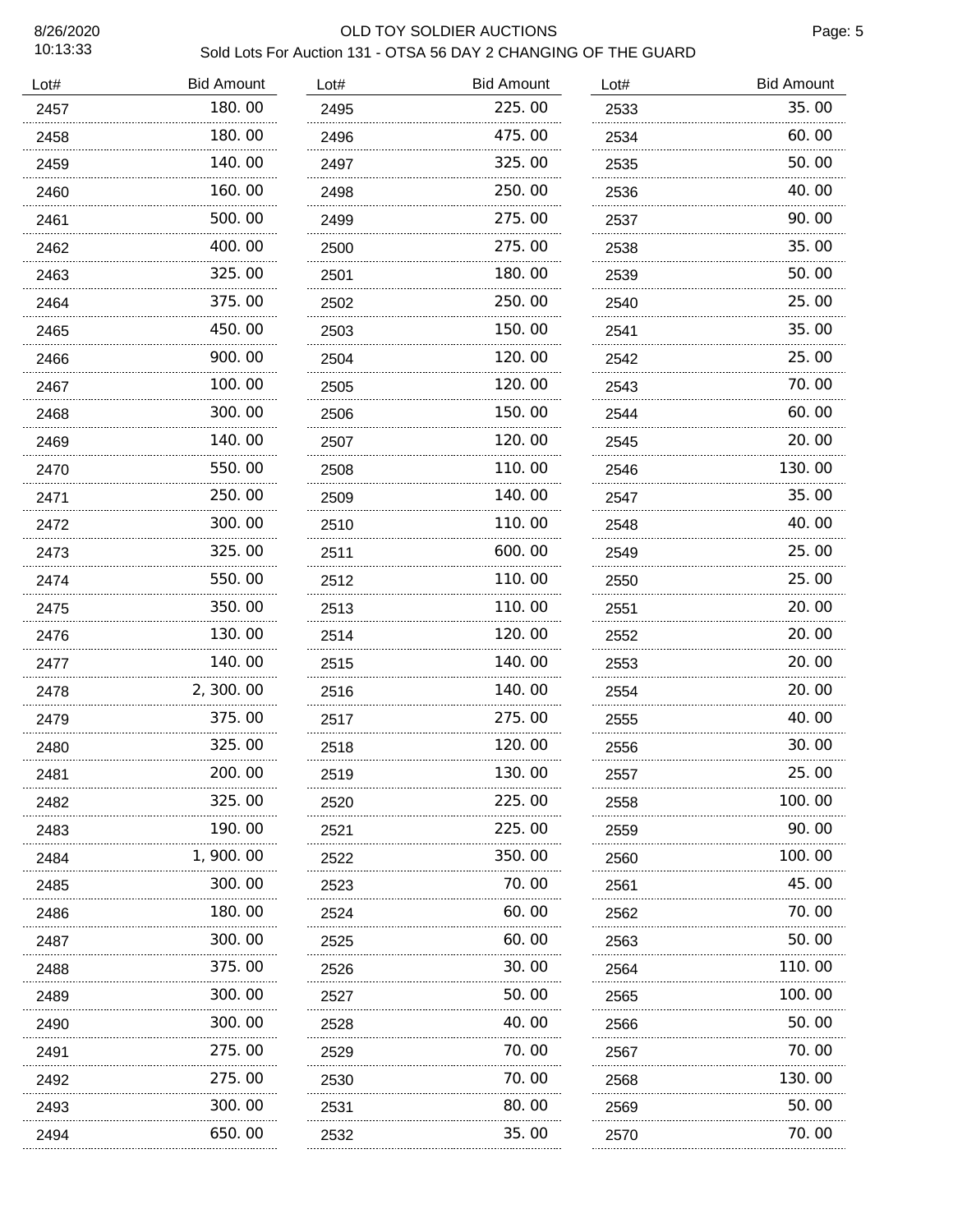# OLD TOY SOLDIER AUCTIONS

## Sold Lots For Auction 131 - OTSA 56 DAY 2 CHANGING OF THE GUARD

| Lot# | Bid Amount |
|---|---|
| 2457 | 180.00 |
| 2458 | 180.00 |
| 2459 | 140.00 |
| 2460 | 160.00 |
| 2461 | 500.00 |
| 2462 | 400.00 |
| 2463 | 325.00 |
| 2464 | 375.00 |
| 2465 | 450.00 |
| 2466 | 900.00 |
| 2467 | 100.00 |
| 2468 | 300.00 |
| 2469 | 140.00 |
| 2470 | 550.00 |
| 2471 | 250.00 |
| 2472 | 300.00 |
| 2473 | 325.00 |
| 2474 | 550.00 |
| 2475 | 350.00 |
| 2476 | 130.00 |
| 2477 | 140.00 |
| 2478 | 2,300.00 |
| 2479 | 375.00 |
| 2480 | 325.00 |
| 2481 | 200.00 |
| 2482 | 325.00 |
| 2483 | 190.00 |
| 2484 | 1,900.00 |
| 2485 | 300.00 |
| 2486 | 180.00 |
| 2487 | 300.00 |
| 2488 | 375.00 |
| 2489 | 300.00 |
| 2490 | 300.00 |
| 2491 | 275.00 |
| 2492 | 275.00 |
| 2493 | 300.00 |
| 2494 | 650.00 |
| 2495 | 225.00 |
| 2496 | 475.00 |
| 2497 | 325.00 |
| 2498 | 250.00 |
| 2499 | 275.00 |
| 2500 | 275.00 |
| 2501 | 180.00 |
| 2502 | 250.00 |
| 2503 | 150.00 |
| 2504 | 120.00 |
| 2505 | 120.00 |
| 2506 | 150.00 |
| 2507 | 120.00 |
| 2508 | 110.00 |
| 2509 | 140.00 |
| 2510 | 110.00 |
| 2511 | 600.00 |
| 2512 | 110.00 |
| 2513 | 110.00 |
| 2514 | 120.00 |
| 2515 | 140.00 |
| 2516 | 140.00 |
| 2517 | 275.00 |
| 2518 | 120.00 |
| 2519 | 130.00 |
| 2520 | 225.00 |
| 2521 | 225.00 |
| 2522 | 350.00 |
| 2523 | 70.00 |
| 2524 | 60.00 |
| 2525 | 60.00 |
| 2526 | 30.00 |
| 2527 | 50.00 |
| 2528 | 40.00 |
| 2529 | 70.00 |
| 2530 | 70.00 |
| 2531 | 80.00 |
| 2532 | 35.00 |
| 2533 | 35.00 |
| 2534 | 60.00 |
| 2535 | 50.00 |
| 2536 | 40.00 |
| 2537 | 90.00 |
| 2538 | 35.00 |
| 2539 | 50.00 |
| 2540 | 25.00 |
| 2541 | 35.00 |
| 2542 | 25.00 |
| 2543 | 70.00 |
| 2544 | 60.00 |
| 2545 | 20.00 |
| 2546 | 130.00 |
| 2547 | 35.00 |
| 2548 | 40.00 |
| 2549 | 25.00 |
| 2550 | 25.00 |
| 2551 | 20.00 |
| 2552 | 20.00 |
| 2553 | 20.00 |
| 2554 | 20.00 |
| 2555 | 40.00 |
| 2556 | 30.00 |
| 2557 | 25.00 |
| 2558 | 100.00 |
| 2559 | 90.00 |
| 2560 | 100.00 |
| 2561 | 45.00 |
| 2562 | 70.00 |
| 2563 | 50.00 |
| 2564 | 110.00 |
| 2565 | 100.00 |
| 2566 | 50.00 |
| 2567 | 70.00 |
| 2568 | 130.00 |
| 2569 | 50.00 |
| 2570 | 70.00 |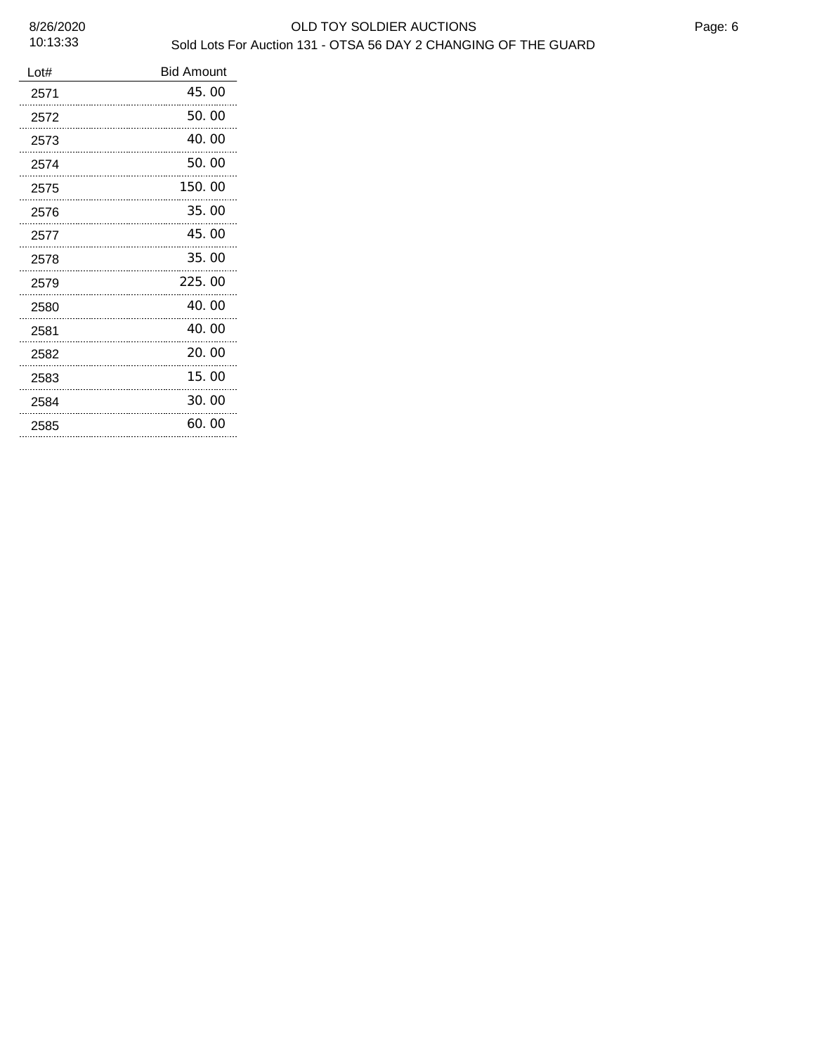| Lot# | Bid Amount |
|---|---|
| 2571 | 45.00 |
| 2572 | 50.00 |
| 2573 | 40.00 |
| 2574 | 50.00 |
| 2575 | 150.00 |
| 2576 | 35.00 |
| 2577 | 45.00 |
| 2578 | 35.00 |
| 2579 | 225.00 |
| 2580 | 40.00 |
| 2581 | 40.00 |
| 2582 | 20.00 |
| 2583 | 15.00 |
| 2584 | 30.00 |
| 2585 | 60.00 |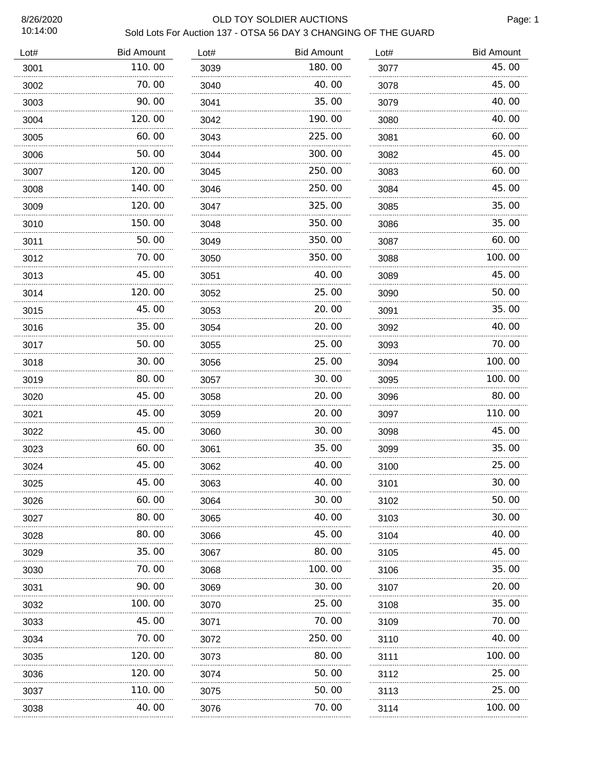# OLD TOY SOLDIER AUCTIONS

## Sold Lots For Auction 137 - OTSA 56 DAY 3 CHANGING OF THE GUARD

8/26/2020
10:14:00

| Lot# | Bid Amount |
|---|---|
| 3001 | 110.00 |
| 3002 | 70.00 |
| 3003 | 90.00 |
| 3004 | 120.00 |
| 3005 | 60.00 |
| 3006 | 50.00 |
| 3007 | 120.00 |
| 3008 | 140.00 |
| 3009 | 120.00 |
| 3010 | 150.00 |
| 3011 | 50.00 |
| 3012 | 70.00 |
| 3013 | 45.00 |
| 3014 | 120.00 |
| 3015 | 45.00 |
| 3016 | 35.00 |
| 3017 | 50.00 |
| 3018 | 30.00 |
| 3019 | 80.00 |
| 3020 | 45.00 |
| 3021 | 45.00 |
| 3022 | 45.00 |
| 3023 | 60.00 |
| 3024 | 45.00 |
| 3025 | 45.00 |
| 3026 | 60.00 |
| 3027 | 80.00 |
| 3028 | 80.00 |
| 3029 | 35.00 |
| 3030 | 70.00 |
| 3031 | 90.00 |
| 3032 | 100.00 |
| 3033 | 45.00 |
| 3034 | 70.00 |
| 3035 | 120.00 |
| 3036 | 120.00 |
| 3037 | 110.00 |
| 3038 | 40.00 |
| 3039 | 180.00 |
| 3040 | 40.00 |
| 3041 | 35.00 |
| 3042 | 190.00 |
| 3043 | 225.00 |
| 3044 | 300.00 |
| 3045 | 250.00 |
| 3046 | 250.00 |
| 3047 | 325.00 |
| 3048 | 350.00 |
| 3049 | 350.00 |
| 3050 | 350.00 |
| 3051 | 40.00 |
| 3052 | 25.00 |
| 3053 | 20.00 |
| 3054 | 20.00 |
| 3055 | 25.00 |
| 3056 | 25.00 |
| 3057 | 30.00 |
| 3058 | 20.00 |
| 3059 | 20.00 |
| 3060 | 30.00 |
| 3061 | 35.00 |
| 3062 | 40.00 |
| 3063 | 40.00 |
| 3064 | 30.00 |
| 3065 | 40.00 |
| 3066 | 45.00 |
| 3067 | 80.00 |
| 3068 | 100.00 |
| 3069 | 30.00 |
| 3070 | 25.00 |
| 3071 | 70.00 |
| 3072 | 250.00 |
| 3073 | 80.00 |
| 3074 | 50.00 |
| 3075 | 50.00 |
| 3076 | 70.00 |
| 3077 | 45.00 |
| 3078 | 45.00 |
| 3079 | 40.00 |
| 3080 | 40.00 |
| 3081 | 60.00 |
| 3082 | 45.00 |
| 3083 | 60.00 |
| 3084 | 45.00 |
| 3085 | 35.00 |
| 3086 | 35.00 |
| 3087 | 60.00 |
| 3088 | 100.00 |
| 3089 | 45.00 |
| 3090 | 50.00 |
| 3091 | 35.00 |
| 3092 | 40.00 |
| 3093 | 70.00 |
| 3094 | 100.00 |
| 3095 | 100.00 |
| 3096 | 80.00 |
| 3097 | 110.00 |
| 3098 | 45.00 |
| 3099 | 35.00 |
| 3100 | 25.00 |
| 3101 | 30.00 |
| 3102 | 50.00 |
| 3103 | 30.00 |
| 3104 | 40.00 |
| 3105 | 45.00 |
| 3106 | 35.00 |
| 3107 | 20.00 |
| 3108 | 35.00 |
| 3109 | 70.00 |
| 3110 | 40.00 |
| 3111 | 100.00 |
| 3112 | 25.00 |
| 3113 | 25.00 |
| 3114 | 100.00 |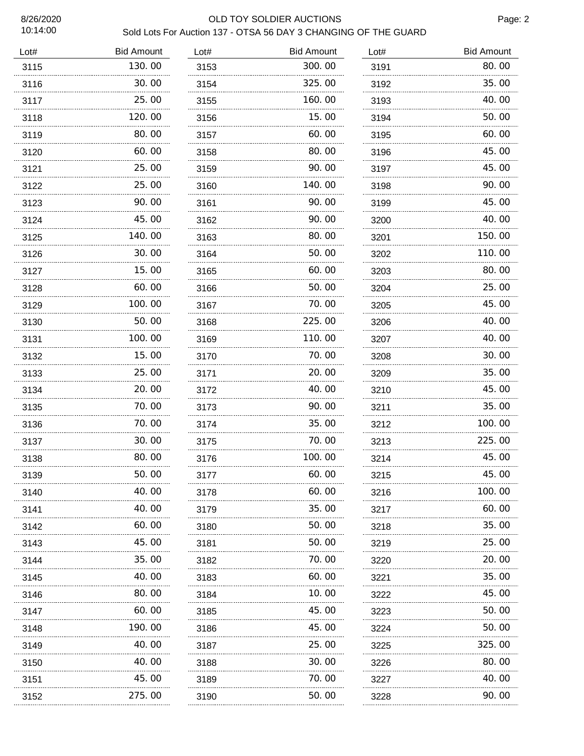# OLD TOY SOLDIER AUCTIONS

## Sold Lots For Auction 137 - OTSA 56 DAY 3 CHANGING OF THE GUARD

8/26/2020
10:14:00

| Lot# | Bid Amount | Lot# | Bid Amount | Lot# | Bid Amount |
|---|---|---|---|---|---|
| 3115 | 130.00 | 3153 | 300.00 | 3191 | 80.00 |
| 3116 | 30.00 | 3154 | 325.00 | 3192 | 35.00 |
| 3117 | 25.00 | 3155 | 160.00 | 3193 | 40.00 |
| 3118 | 120.00 | 3156 | 15.00 | 3194 | 50.00 |
| 3119 | 80.00 | 3157 | 60.00 | 3195 | 60.00 |
| 3120 | 60.00 | 3158 | 80.00 | 3196 | 45.00 |
| 3121 | 25.00 | 3159 | 90.00 | 3197 | 45.00 |
| 3122 | 25.00 | 3160 | 140.00 | 3198 | 90.00 |
| 3123 | 90.00 | 3161 | 90.00 | 3199 | 45.00 |
| 3124 | 45.00 | 3162 | 90.00 | 3200 | 40.00 |
| 3125 | 140.00 | 3163 | 80.00 | 3201 | 150.00 |
| 3126 | 30.00 | 3164 | 50.00 | 3202 | 110.00 |
| 3127 | 15.00 | 3165 | 60.00 | 3203 | 80.00 |
| 3128 | 60.00 | 3166 | 50.00 | 3204 | 25.00 |
| 3129 | 100.00 | 3167 | 70.00 | 3205 | 45.00 |
| 3130 | 50.00 | 3168 | 225.00 | 3206 | 40.00 |
| 3131 | 100.00 | 3169 | 110.00 | 3207 | 40.00 |
| 3132 | 15.00 | 3170 | 70.00 | 3208 | 30.00 |
| 3133 | 25.00 | 3171 | 20.00 | 3209 | 35.00 |
| 3134 | 20.00 | 3172 | 40.00 | 3210 | 45.00 |
| 3135 | 70.00 | 3173 | 90.00 | 3211 | 35.00 |
| 3136 | 70.00 | 3174 | 35.00 | 3212 | 100.00 |
| 3137 | 30.00 | 3175 | 70.00 | 3213 | 225.00 |
| 3138 | 80.00 | 3176 | 100.00 | 3214 | 45.00 |
| 3139 | 50.00 | 3177 | 60.00 | 3215 | 45.00 |
| 3140 | 40.00 | 3178 | 60.00 | 3216 | 100.00 |
| 3141 | 40.00 | 3179 | 35.00 | 3217 | 60.00 |
| 3142 | 60.00 | 3180 | 50.00 | 3218 | 35.00 |
| 3143 | 45.00 | 3181 | 50.00 | 3219 | 25.00 |
| 3144 | 35.00 | 3182 | 70.00 | 3220 | 20.00 |
| 3145 | 40.00 | 3183 | 60.00 | 3221 | 35.00 |
| 3146 | 80.00 | 3184 | 10.00 | 3222 | 45.00 |
| 3147 | 60.00 | 3185 | 45.00 | 3223 | 50.00 |
| 3148 | 190.00 | 3186 | 45.00 | 3224 | 50.00 |
| 3149 | 40.00 | 3187 | 25.00 | 3225 | 325.00 |
| 3150 | 40.00 | 3188 | 30.00 | 3226 | 80.00 |
| 3151 | 45.00 | 3189 | 70.00 | 3227 | 40.00 |
| 3152 | 275.00 | 3190 | 50.00 | 3228 | 90.00 |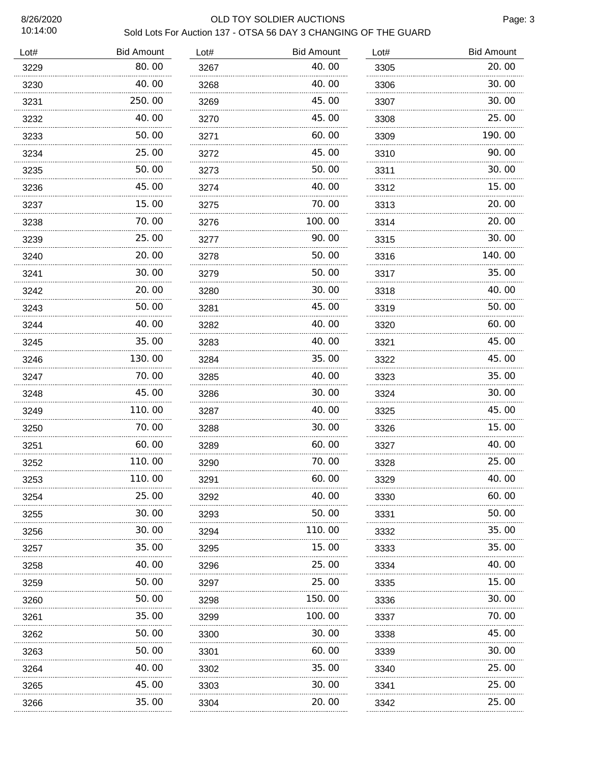OLD TOY SOLDIER AUCTIONS

Sold Lots For Auction 137 - OTSA 56 DAY 3 CHANGING OF THE GUARD

| Lot# | Bid Amount |
|---|---|
| 3229 | 80.00 |
| 3230 | 40.00 |
| 3231 | 250.00 |
| 3232 | 40.00 |
| 3233 | 50.00 |
| 3234 | 25.00 |
| 3235 | 50.00 |
| 3236 | 45.00 |
| 3237 | 15.00 |
| 3238 | 70.00 |
| 3239 | 25.00 |
| 3240 | 20.00 |
| 3241 | 30.00 |
| 3242 | 20.00 |
| 3243 | 50.00 |
| 3244 | 40.00 |
| 3245 | 35.00 |
| 3246 | 130.00 |
| 3247 | 70.00 |
| 3248 | 45.00 |
| 3249 | 110.00 |
| 3250 | 70.00 |
| 3251 | 60.00 |
| 3252 | 110.00 |
| 3253 | 110.00 |
| 3254 | 25.00 |
| 3255 | 30.00 |
| 3256 | 30.00 |
| 3257 | 35.00 |
| 3258 | 40.00 |
| 3259 | 50.00 |
| 3260 | 50.00 |
| 3261 | 35.00 |
| 3262 | 50.00 |
| 3263 | 50.00 |
| 3264 | 40.00 |
| 3265 | 45.00 |
| 3266 | 35.00 |
| 3267 | 40.00 |
| 3268 | 40.00 |
| 3269 | 45.00 |
| 3270 | 45.00 |
| 3271 | 60.00 |
| 3272 | 45.00 |
| 3273 | 50.00 |
| 3274 | 40.00 |
| 3275 | 70.00 |
| 3276 | 100.00 |
| 3277 | 90.00 |
| 3278 | 50.00 |
| 3279 | 50.00 |
| 3280 | 30.00 |
| 3281 | 45.00 |
| 3282 | 40.00 |
| 3283 | 40.00 |
| 3284 | 35.00 |
| 3285 | 40.00 |
| 3286 | 30.00 |
| 3287 | 40.00 |
| 3288 | 30.00 |
| 3289 | 60.00 |
| 3290 | 70.00 |
| 3291 | 60.00 |
| 3292 | 40.00 |
| 3293 | 50.00 |
| 3294 | 110.00 |
| 3295 | 15.00 |
| 3296 | 25.00 |
| 3297 | 25.00 |
| 3298 | 150.00 |
| 3299 | 100.00 |
| 3300 | 30.00 |
| 3301 | 60.00 |
| 3302 | 35.00 |
| 3303 | 30.00 |
| 3304 | 20.00 |
| 3305 | 20.00 |
| 3306 | 30.00 |
| 3307 | 30.00 |
| 3308 | 25.00 |
| 3309 | 190.00 |
| 3310 | 90.00 |
| 3311 | 30.00 |
| 3312 | 15.00 |
| 3313 | 20.00 |
| 3314 | 20.00 |
| 3315 | 30.00 |
| 3316 | 140.00 |
| 3317 | 35.00 |
| 3318 | 40.00 |
| 3319 | 50.00 |
| 3320 | 60.00 |
| 3321 | 45.00 |
| 3322 | 45.00 |
| 3323 | 35.00 |
| 3324 | 30.00 |
| 3325 | 45.00 |
| 3326 | 15.00 |
| 3327 | 40.00 |
| 3328 | 25.00 |
| 3329 | 40.00 |
| 3330 | 60.00 |
| 3331 | 50.00 |
| 3332 | 35.00 |
| 3333 | 35.00 |
| 3334 | 40.00 |
| 3335 | 15.00 |
| 3336 | 30.00 |
| 3337 | 70.00 |
| 3338 | 45.00 |
| 3339 | 30.00 |
| 3340 | 25.00 |
| 3341 | 25.00 |
| 3342 | 25.00 |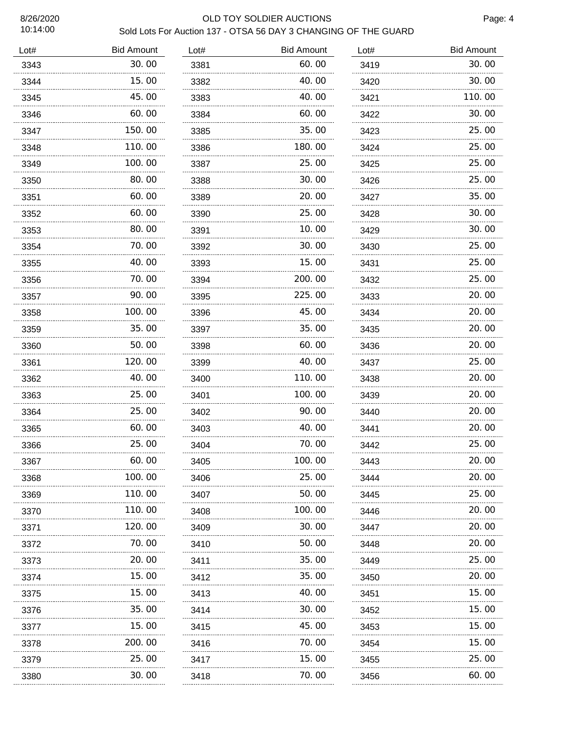# OLD TOY SOLDIER AUCTIONS

## Sold Lots For Auction 137 - OTSA 56 DAY 3 CHANGING OF THE GUARD

8/26/2020
10:14:00

| Lot# | Bid Amount |
|---|---|
| 3343 | 30.00 |
| 3344 | 15.00 |
| 3345 | 45.00 |
| 3346 | 60.00 |
| 3347 | 150.00 |
| 3348 | 110.00 |
| 3349 | 100.00 |
| 3350 | 80.00 |
| 3351 | 60.00 |
| 3352 | 60.00 |
| 3353 | 80.00 |
| 3354 | 70.00 |
| 3355 | 40.00 |
| 3356 | 70.00 |
| 3357 | 90.00 |
| 3358 | 100.00 |
| 3359 | 35.00 |
| 3360 | 50.00 |
| 3361 | 120.00 |
| 3362 | 40.00 |
| 3363 | 25.00 |
| 3364 | 25.00 |
| 3365 | 60.00 |
| 3366 | 25.00 |
| 3367 | 60.00 |
| 3368 | 100.00 |
| 3369 | 110.00 |
| 3370 | 110.00 |
| 3371 | 120.00 |
| 3372 | 70.00 |
| 3373 | 20.00 |
| 3374 | 15.00 |
| 3375 | 15.00 |
| 3376 | 35.00 |
| 3377 | 15.00 |
| 3378 | 200.00 |
| 3379 | 25.00 |
| 3380 | 30.00 |
| 3381 | 60.00 |
| 3382 | 40.00 |
| 3383 | 40.00 |
| 3384 | 60.00 |
| 3385 | 35.00 |
| 3386 | 180.00 |
| 3387 | 25.00 |
| 3388 | 30.00 |
| 3389 | 20.00 |
| 3390 | 25.00 |
| 3391 | 10.00 |
| 3392 | 30.00 |
| 3393 | 15.00 |
| 3394 | 200.00 |
| 3395 | 225.00 |
| 3396 | 45.00 |
| 3397 | 35.00 |
| 3398 | 60.00 |
| 3399 | 40.00 |
| 3400 | 110.00 |
| 3401 | 100.00 |
| 3402 | 90.00 |
| 3403 | 40.00 |
| 3404 | 70.00 |
| 3405 | 100.00 |
| 3406 | 25.00 |
| 3407 | 50.00 |
| 3408 | 100.00 |
| 3409 | 30.00 |
| 3410 | 50.00 |
| 3411 | 35.00 |
| 3412 | 35.00 |
| 3413 | 40.00 |
| 3414 | 30.00 |
| 3415 | 45.00 |
| 3416 | 70.00 |
| 3417 | 15.00 |
| 3418 | 70.00 |
| 3419 | 30.00 |
| 3420 | 30.00 |
| 3421 | 110.00 |
| 3422 | 30.00 |
| 3423 | 25.00 |
| 3424 | 25.00 |
| 3425 | 25.00 |
| 3426 | 25.00 |
| 3427 | 35.00 |
| 3428 | 30.00 |
| 3429 | 30.00 |
| 3430 | 25.00 |
| 3431 | 25.00 |
| 3432 | 25.00 |
| 3433 | 20.00 |
| 3434 | 20.00 |
| 3435 | 20.00 |
| 3436 | 20.00 |
| 3437 | 25.00 |
| 3438 | 20.00 |
| 3439 | 20.00 |
| 3440 | 20.00 |
| 3441 | 20.00 |
| 3442 | 25.00 |
| 3443 | 20.00 |
| 3444 | 20.00 |
| 3445 | 25.00 |
| 3446 | 20.00 |
| 3447 | 20.00 |
| 3448 | 20.00 |
| 3449 | 25.00 |
| 3450 | 20.00 |
| 3451 | 15.00 |
| 3452 | 15.00 |
| 3453 | 15.00 |
| 3454 | 15.00 |
| 3455 | 25.00 |
| 3456 | 60.00 |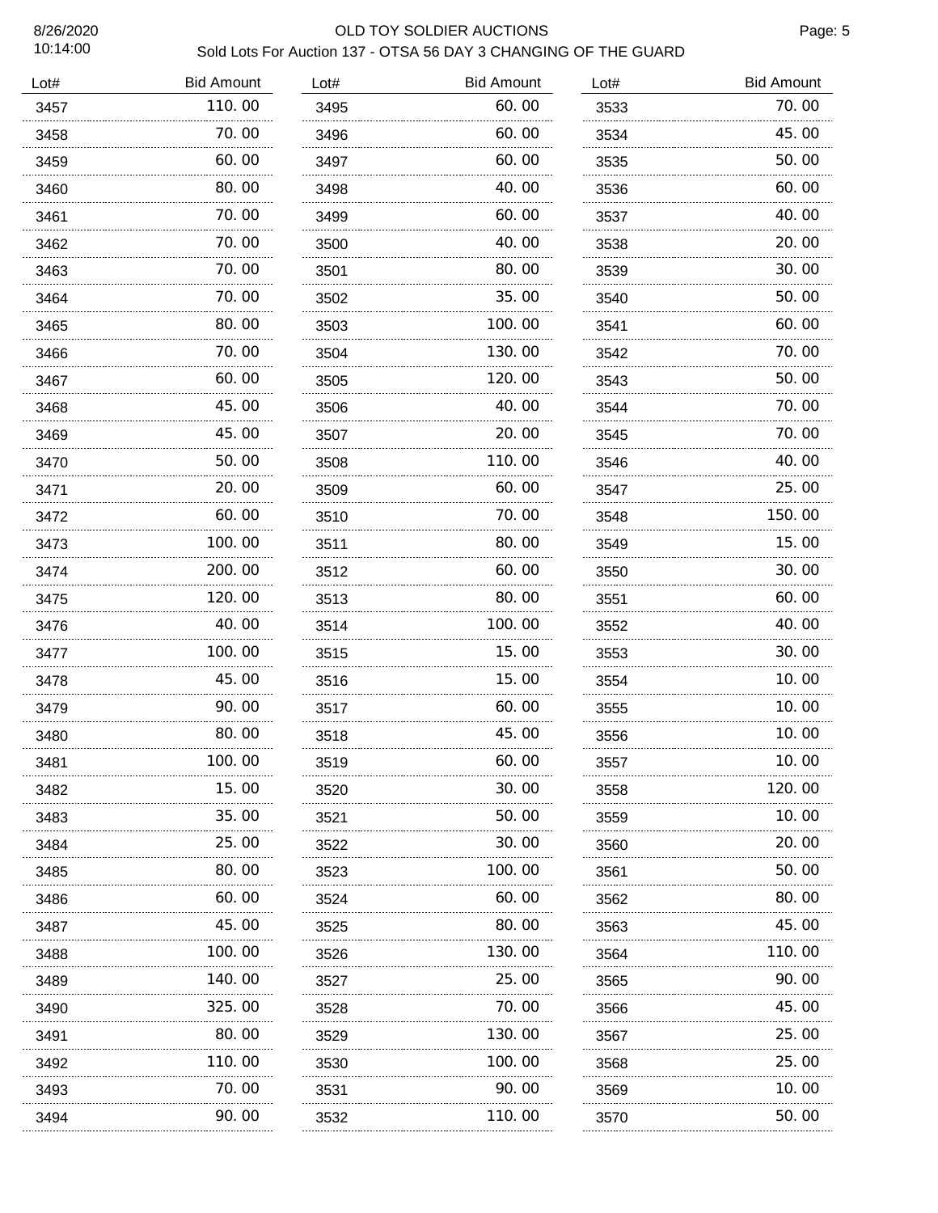# OLD TOY SOLDIER AUCTIONS

## Sold Lots For Auction 137 - OTSA 56 DAY 3 CHANGING OF THE GUARD

8/26/2020
10:14:00

| Lot# | Bid Amount | Lot# | Bid Amount | Lot# | Bid Amount |
|---|---|---|---|---|---|
| 3457 | 110.00 | 3495 | 60.00 | 3533 | 70.00 |
| 3458 | 70.00 | 3496 | 60.00 | 3534 | 45.00 |
| 3459 | 60.00 | 3497 | 60.00 | 3535 | 50.00 |
| 3460 | 80.00 | 3498 | 40.00 | 3536 | 60.00 |
| 3461 | 70.00 | 3499 | 60.00 | 3537 | 40.00 |
| 3462 | 70.00 | 3500 | 40.00 | 3538 | 20.00 |
| 3463 | 70.00 | 3501 | 80.00 | 3539 | 30.00 |
| 3464 | 70.00 | 3502 | 35.00 | 3540 | 50.00 |
| 3465 | 80.00 | 3503 | 100.00 | 3541 | 60.00 |
| 3466 | 70.00 | 3504 | 130.00 | 3542 | 70.00 |
| 3467 | 60.00 | 3505 | 120.00 | 3543 | 50.00 |
| 3468 | 45.00 | 3506 | 40.00 | 3544 | 70.00 |
| 3469 | 45.00 | 3507 | 20.00 | 3545 | 70.00 |
| 3470 | 50.00 | 3508 | 110.00 | 3546 | 40.00 |
| 3471 | 20.00 | 3509 | 60.00 | 3547 | 25.00 |
| 3472 | 60.00 | 3510 | 70.00 | 3548 | 150.00 |
| 3473 | 100.00 | 3511 | 80.00 | 3549 | 15.00 |
| 3474 | 200.00 | 3512 | 60.00 | 3550 | 30.00 |
| 3475 | 120.00 | 3513 | 80.00 | 3551 | 60.00 |
| 3476 | 40.00 | 3514 | 100.00 | 3552 | 40.00 |
| 3477 | 100.00 | 3515 | 15.00 | 3553 | 30.00 |
| 3478 | 45.00 | 3516 | 15.00 | 3554 | 10.00 |
| 3479 | 90.00 | 3517 | 60.00 | 3555 | 10.00 |
| 3480 | 80.00 | 3518 | 45.00 | 3556 | 10.00 |
| 3481 | 100.00 | 3519 | 60.00 | 3557 | 10.00 |
| 3482 | 15.00 | 3520 | 30.00 | 3558 | 120.00 |
| 3483 | 35.00 | 3521 | 50.00 | 3559 | 10.00 |
| 3484 | 25.00 | 3522 | 30.00 | 3560 | 20.00 |
| 3485 | 80.00 | 3523 | 100.00 | 3561 | 50.00 |
| 3486 | 60.00 | 3524 | 60.00 | 3562 | 80.00 |
| 3487 | 45.00 | 3525 | 80.00 | 3563 | 45.00 |
| 3488 | 100.00 | 3526 | 130.00 | 3564 | 110.00 |
| 3489 | 140.00 | 3527 | 25.00 | 3565 | 90.00 |
| 3490 | 325.00 | 3528 | 70.00 | 3566 | 45.00 |
| 3491 | 80.00 | 3529 | 130.00 | 3567 | 25.00 |
| 3492 | 110.00 | 3530 | 100.00 | 3568 | 25.00 |
| 3493 | 70.00 | 3531 | 90.00 | 3569 | 10.00 |
| 3494 | 90.00 | 3532 | 110.00 | 3570 | 50.00 |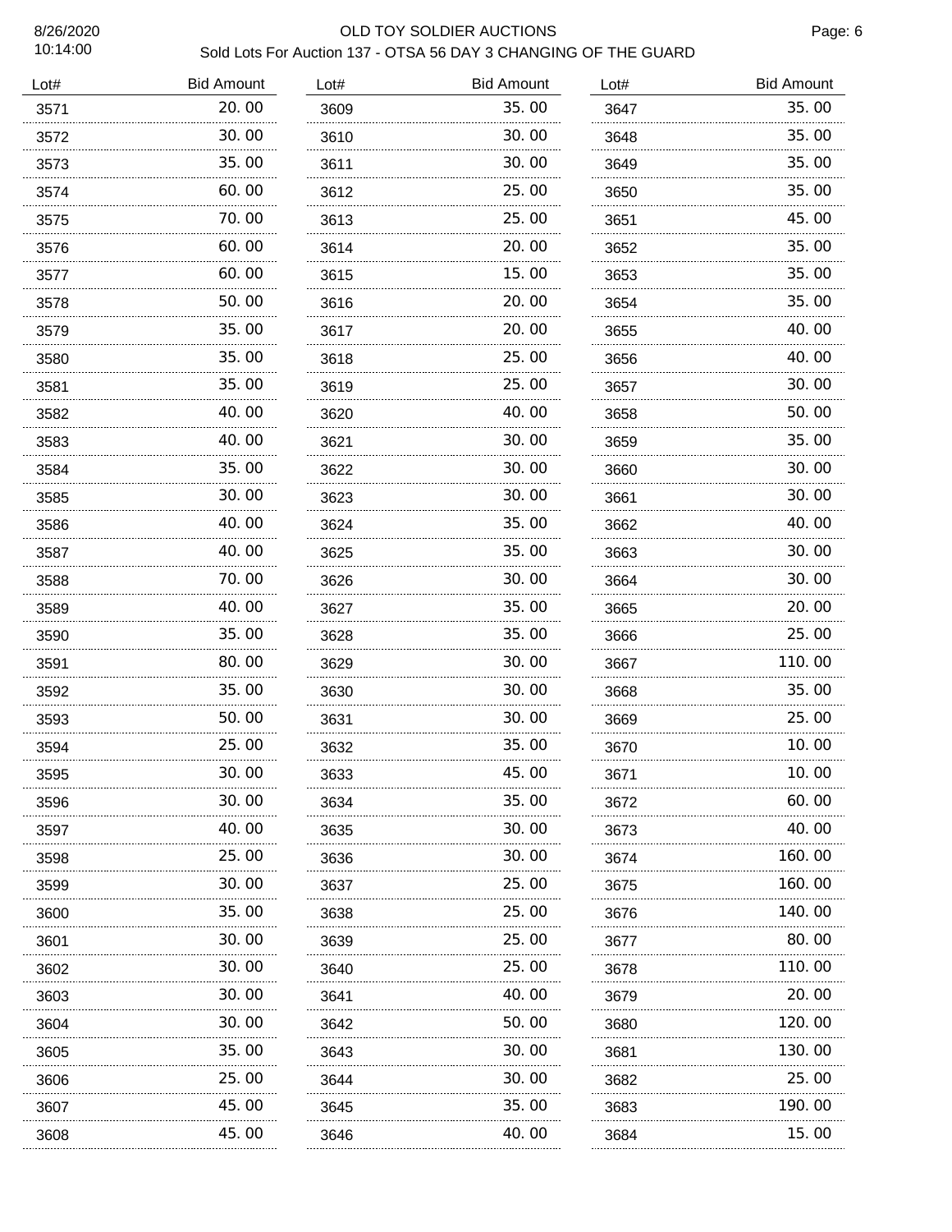8/26/2020
10:14:00

OLD TOY SOLDIER AUCTIONS

Sold Lots For Auction 137 - OTSA 56 DAY 3 CHANGING OF THE GUARD

| Lot# | Bid Amount | Lot# | Bid Amount | Lot# | Bid Amount |
|---|---|---|---|---|---|
| 3571 | 20.00 | 3609 | 35.00 | 3647 | 35.00 |
| 3572 | 30.00 | 3610 | 30.00 | 3648 | 35.00 |
| 3573 | 35.00 | 3611 | 30.00 | 3649 | 35.00 |
| 3574 | 60.00 | 3612 | 25.00 | 3650 | 35.00 |
| 3575 | 70.00 | 3613 | 25.00 | 3651 | 45.00 |
| 3576 | 60.00 | 3614 | 20.00 | 3652 | 35.00 |
| 3577 | 60.00 | 3615 | 15.00 | 3653 | 35.00 |
| 3578 | 50.00 | 3616 | 20.00 | 3654 | 35.00 |
| 3579 | 35.00 | 3617 | 20.00 | 3655 | 40.00 |
| 3580 | 35.00 | 3618 | 25.00 | 3656 | 40.00 |
| 3581 | 35.00 | 3619 | 25.00 | 3657 | 30.00 |
| 3582 | 40.00 | 3620 | 40.00 | 3658 | 50.00 |
| 3583 | 40.00 | 3621 | 30.00 | 3659 | 35.00 |
| 3584 | 35.00 | 3622 | 30.00 | 3660 | 30.00 |
| 3585 | 30.00 | 3623 | 30.00 | 3661 | 30.00 |
| 3586 | 40.00 | 3624 | 35.00 | 3662 | 40.00 |
| 3587 | 40.00 | 3625 | 35.00 | 3663 | 30.00 |
| 3588 | 70.00 | 3626 | 30.00 | 3664 | 30.00 |
| 3589 | 40.00 | 3627 | 35.00 | 3665 | 20.00 |
| 3590 | 35.00 | 3628 | 35.00 | 3666 | 25.00 |
| 3591 | 80.00 | 3629 | 30.00 | 3667 | 110.00 |
| 3592 | 35.00 | 3630 | 30.00 | 3668 | 35.00 |
| 3593 | 50.00 | 3631 | 30.00 | 3669 | 25.00 |
| 3594 | 25.00 | 3632 | 35.00 | 3670 | 10.00 |
| 3595 | 30.00 | 3633 | 45.00 | 3671 | 10.00 |
| 3596 | 30.00 | 3634 | 35.00 | 3672 | 60.00 |
| 3597 | 40.00 | 3635 | 30.00 | 3673 | 40.00 |
| 3598 | 25.00 | 3636 | 30.00 | 3674 | 160.00 |
| 3599 | 30.00 | 3637 | 25.00 | 3675 | 160.00 |
| 3600 | 35.00 | 3638 | 25.00 | 3676 | 140.00 |
| 3601 | 30.00 | 3639 | 25.00 | 3677 | 80.00 |
| 3602 | 30.00 | 3640 | 25.00 | 3678 | 110.00 |
| 3603 | 30.00 | 3641 | 40.00 | 3679 | 20.00 |
| 3604 | 30.00 | 3642 | 50.00 | 3680 | 120.00 |
| 3605 | 35.00 | 3643 | 30.00 | 3681 | 130.00 |
| 3606 | 25.00 | 3644 | 30.00 | 3682 | 25.00 |
| 3607 | 45.00 | 3645 | 35.00 | 3683 | 190.00 |
| 3608 | 45.00 | 3646 | 40.00 | 3684 | 15.00 |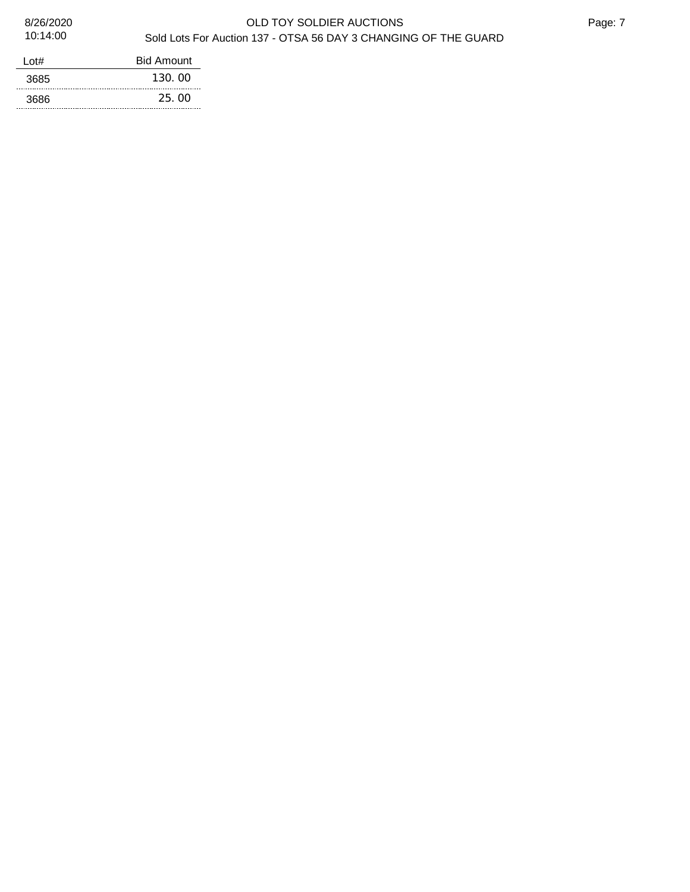| Lot# | Bid Amount |
| --- | --- |
| 3685 | 130. 00 |
| 3686 | 25. 00 |